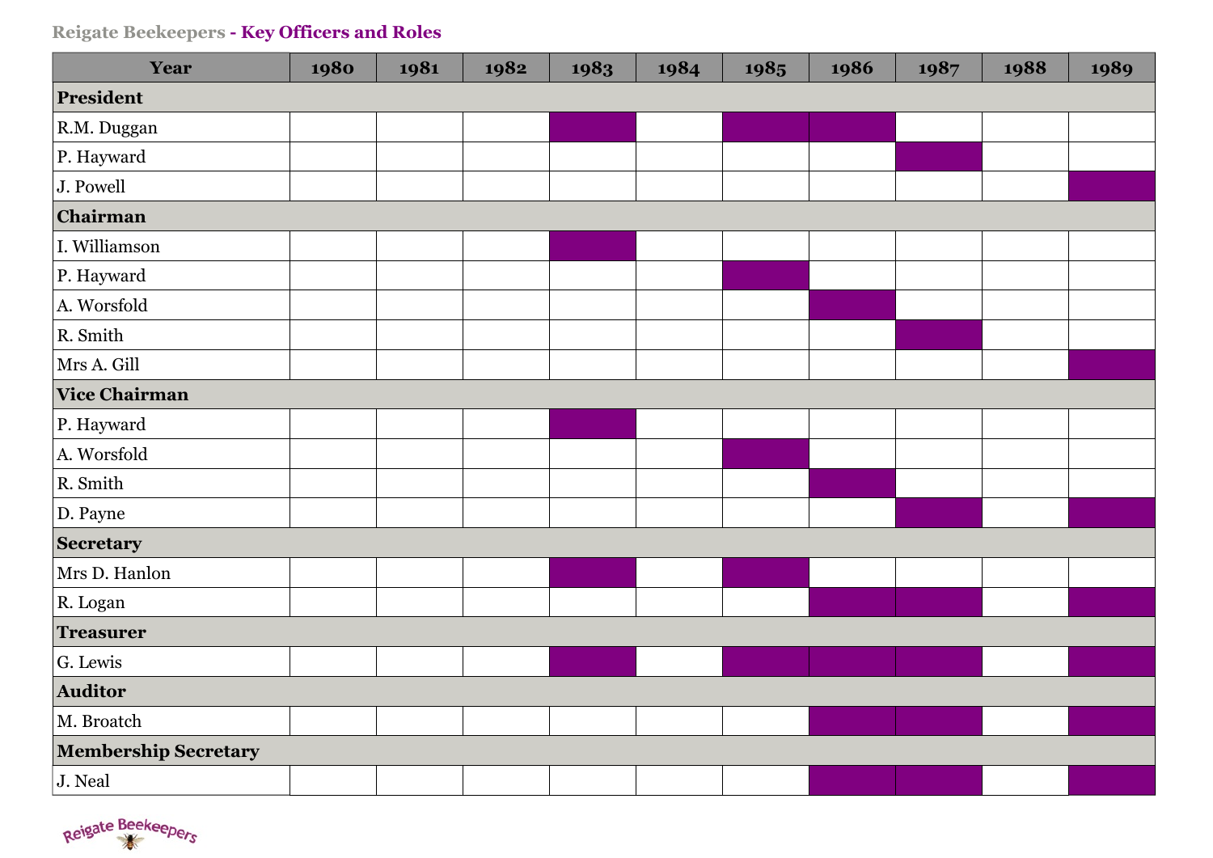**Reigate Beekeepers - Key Officers and Roles**

| Year | 1980 | 1981 | 1982 | 1983 | 1984 | 1985 | 1986 | 1987 | 1988 | 1989 |
|---|---|---|---|---|---|---|---|---|---|---|
| **President** | | | | | | | | | | |
| R.M. Duggan | | | | ■ | | ■ | ■ | | | |
| P. Hayward | | | | | | | | ■ | | |
| J. Powell | | | | | | | | | | ■ |
| **Chairman** | | | | | | | | | | |
| I. Williamson | | | | ■ | | | | | | |
| P. Hayward | | | | | | ■ | | | | |
| A. Worsfold | | | | | | | ■ | | | |
| R. Smith | | | | | | | | ■ | | |
| Mrs A. Gill | | | | | | | | | | ■ |
| **Vice Chairman** | | | | | | | | | | |
| P. Hayward | | | | ■ | | | | | | |
| A. Worsfold | | | | | | ■ | | | | |
| R. Smith | | | | | | | ■ | | | |
| D. Payne | | | | | | | | ■ | | ■ |
| **Secretary** | | | | | | | | | | |
| Mrs D. Hanlon | | | | ■ | | ■ | | | | |
| R. Logan | | | | | | | ■ | ■ | | ■ |
| **Treasurer** | | | | | | | | | | |
| G. Lewis | | | | ■ | | ■ | ■ | ■ | | ■ |
| **Auditor** | | | | | | | | | | |
| M. Broatch | | | | | | | ■ | ■ | | ■ |
| **Membership Secretary** | | | | | | | | | | |
| J. Neal | | | | | | | ■ | ■ | | ■ |

Reigate Beekeepers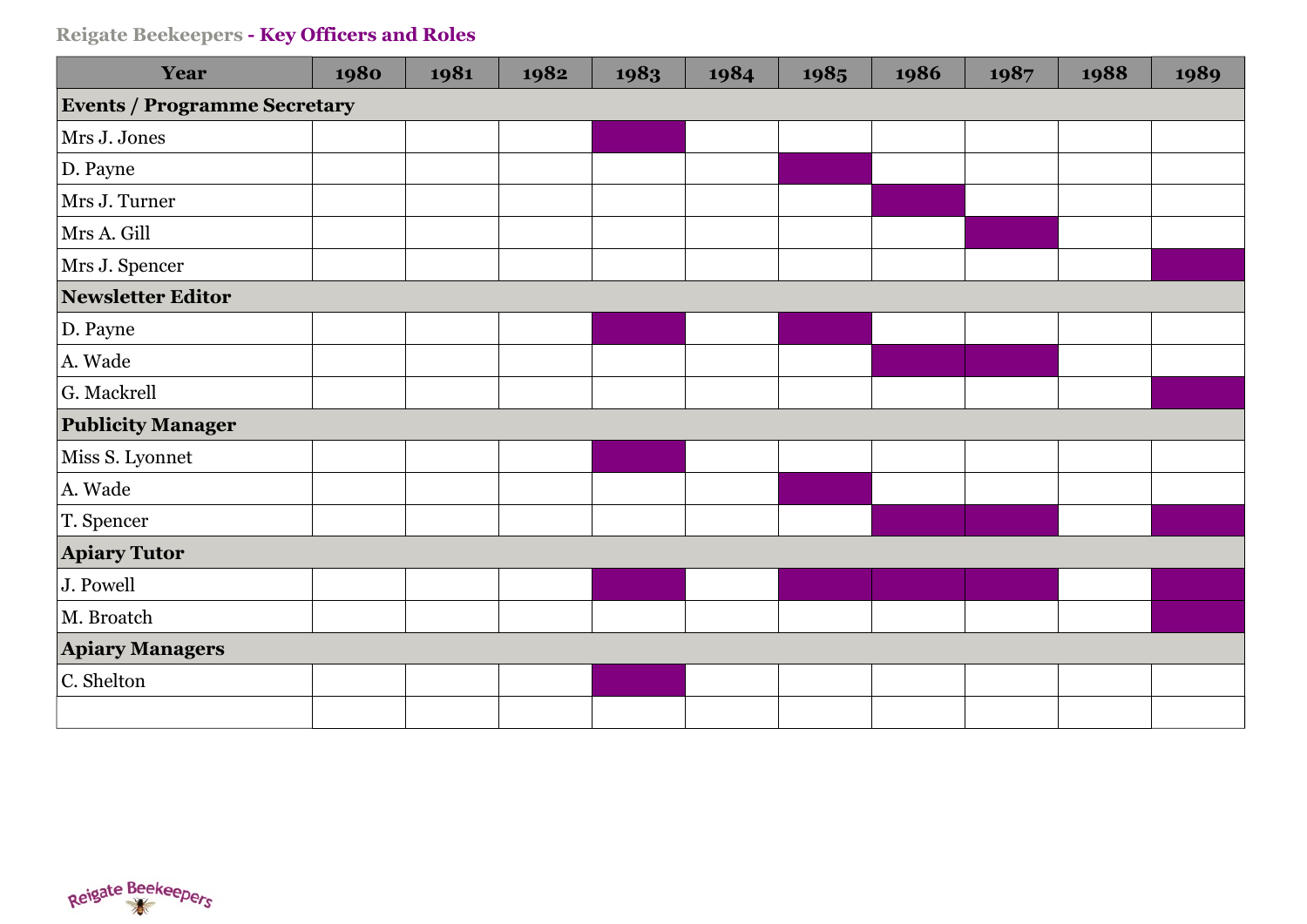**Reigate Beekeepers - Key Officers and Roles**

| Year | 1980 | 1981 | 1982 | 1983 | 1984 | 1985 | 1986 | 1987 | 1988 | 1989 |
|---|---|---|---|---|---|---|---|---|---|---|
| **Events / Programme Secretary** | | | | | | | | | | |
| Mrs J. Jones | | | | ■ | | | | | | |
| D. Payne | | | | | | ■ | | | | |
| Mrs J. Turner | | | | | | | ■ | | | |
| Mrs A. Gill | | | | | | | | ■ | | |
| Mrs J. Spencer | | | | | | | | | | ■ |
| **Newsletter Editor** | | | | | | | | | | |
| D. Payne | | | | ■ | | ■ | | | | |
| A. Wade | | | | | | | ■ | ■ | | |
| G. Mackrell | | | | | | | | | | ■ |
| **Publicity Manager** | | | | | | | | | | |
| Miss S. Lyonnet | | | | ■ | | | | | | |
| A. Wade | | | | | | ■ | | | | |
| T. Spencer | | | | | | | ■ | ■ | | ■ |
| **Apiary Tutor** | | | | | | | | | | |
| J. Powell | | | | ■ | | ■ | ■ | ■ | | ■ |
| M. Broatch | | | | | | | | | | ■ |
| **Apiary Managers** | | | | | | | | | | |
| C. Shelton | | | | ■ | | | | | | |
| | | | | | | | | | | |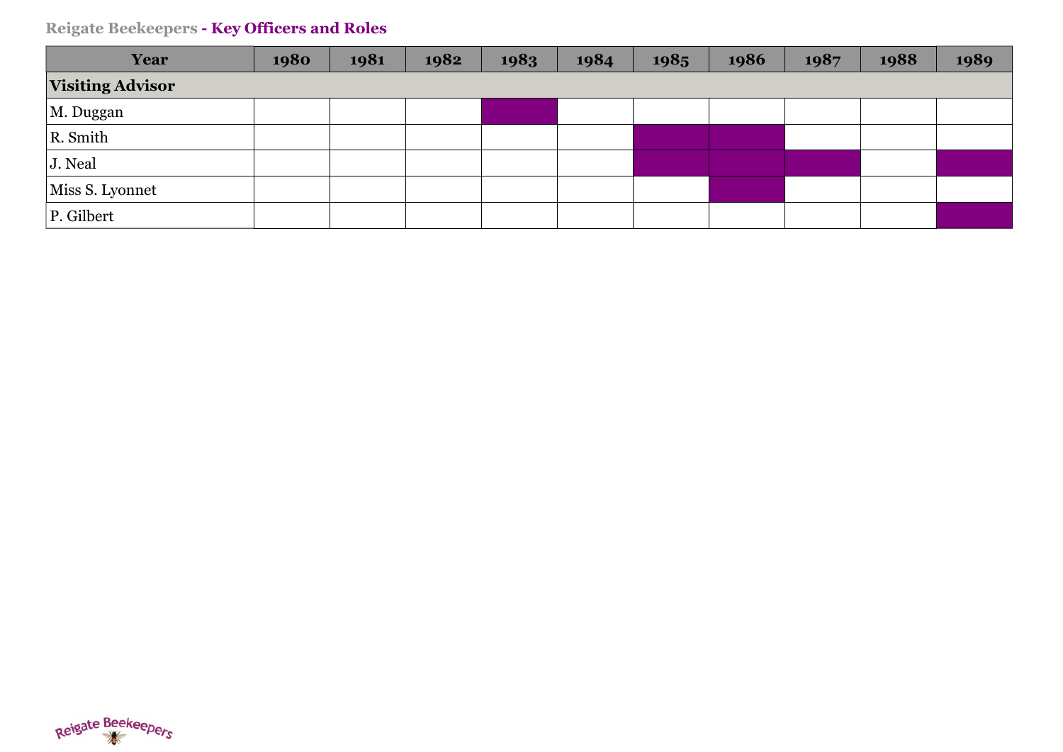**Reigate Beekeepers - Key Officers and Roles**

| Year | 1980 | 1981 | 1982 | 1983 | 1984 | 1985 | 1986 | 1987 | 1988 | 1989 |
|---|---|---|---|---|---|---|---|---|---|---|
| **Visiting Advisor** | | | | | | | | | | |
| M. Duggan | | | | ■ | | | | | | |
| R. Smith | | | | | | ■ | ■ | | | |
| J. Neal | | | | | | ■ | ■ | ■ | | ■ |
| Miss S. Lyonnet | | | | | | | ■ | | | |
| P. Gilbert | | | | | | | | | | ■ |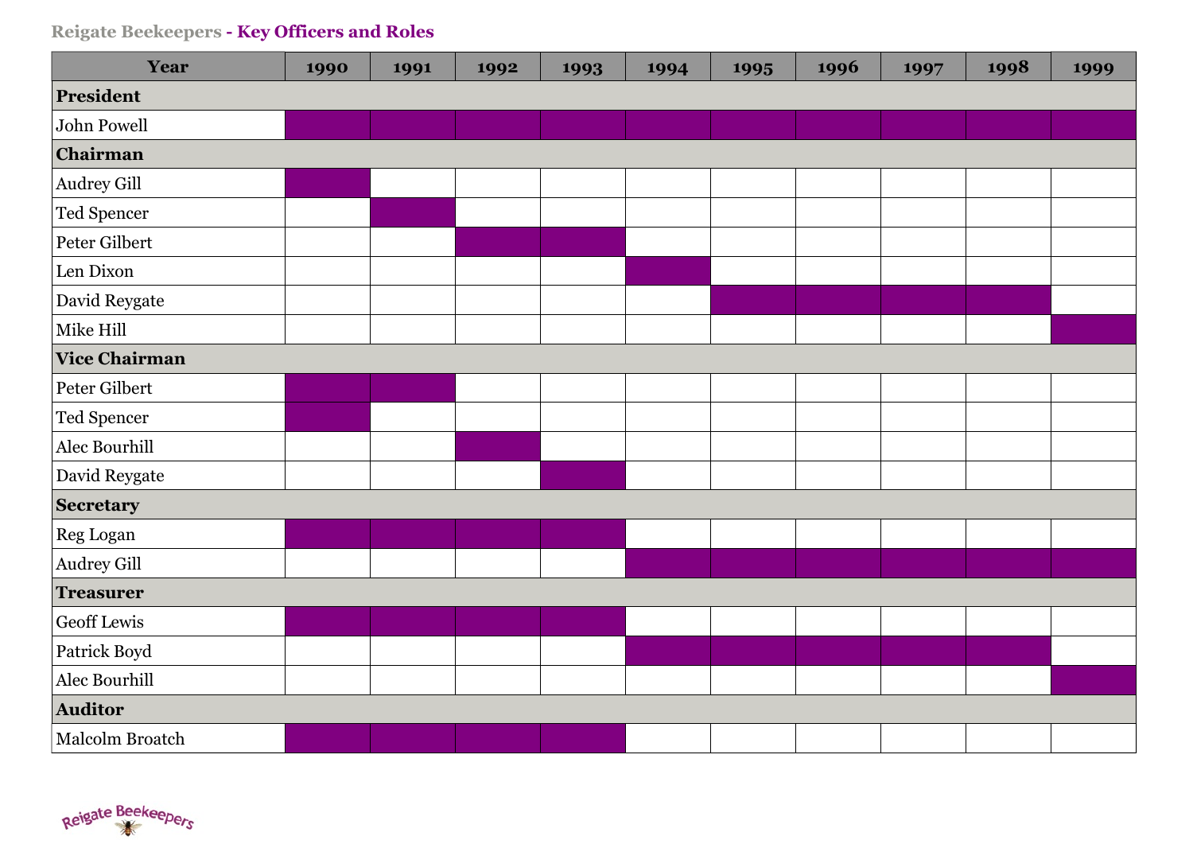**Reigate Beekeepers - Key Officers and Roles**

| Year | 1990 | 1991 | 1992 | 1993 | 1994 | 1995 | 1996 | 1997 | 1998 | 1999 |
|---|---|---|---|---|---|---|---|---|---|---|
| **President** | | | | | | | | | | |
| John Powell | ■ | ■ | ■ | ■ | ■ | ■ | ■ | ■ | ■ | ■ |
| **Chairman** | | | | | | | | | | |
| Audrey Gill | ■ | | | | | | | | | |
| Ted Spencer | | ■ | | | | | | | | |
| Peter Gilbert | | | ■ | ■ | | | | | | |
| Len Dixon | | | | | ■ | | | | | |
| David Reygate | | | | | | ■ | ■ | ■ | ■ | |
| Mike Hill | | | | | | | | | | ■ |
| **Vice Chairman** | | | | | | | | | | |
| Peter Gilbert | ■ | ■ | | | | | | | | |
| Ted Spencer | ■ | | | | | | | | | |
| Alec Bourhill | | | ■ | | | | | | | |
| David Reygate | | | | ■ | | | | | | |
| **Secretary** | | | | | | | | | | |
| Reg Logan | ■ | ■ | ■ | ■ | | | | | | |
| Audrey Gill | | | | | ■ | ■ | ■ | ■ | ■ | ■ |
| **Treasurer** | | | | | | | | | | |
| Geoff Lewis | ■ | ■ | ■ | ■ | | | | | | |
| Patrick Boyd | | | | | ■ | ■ | ■ | ■ | ■ | |
| Alec Bourhill | | | | | | | | | | ■ |
| **Auditor** | | | | | | | | | | |
| Malcolm Broatch | ■ | ■ | ■ | ■ | | | | | | |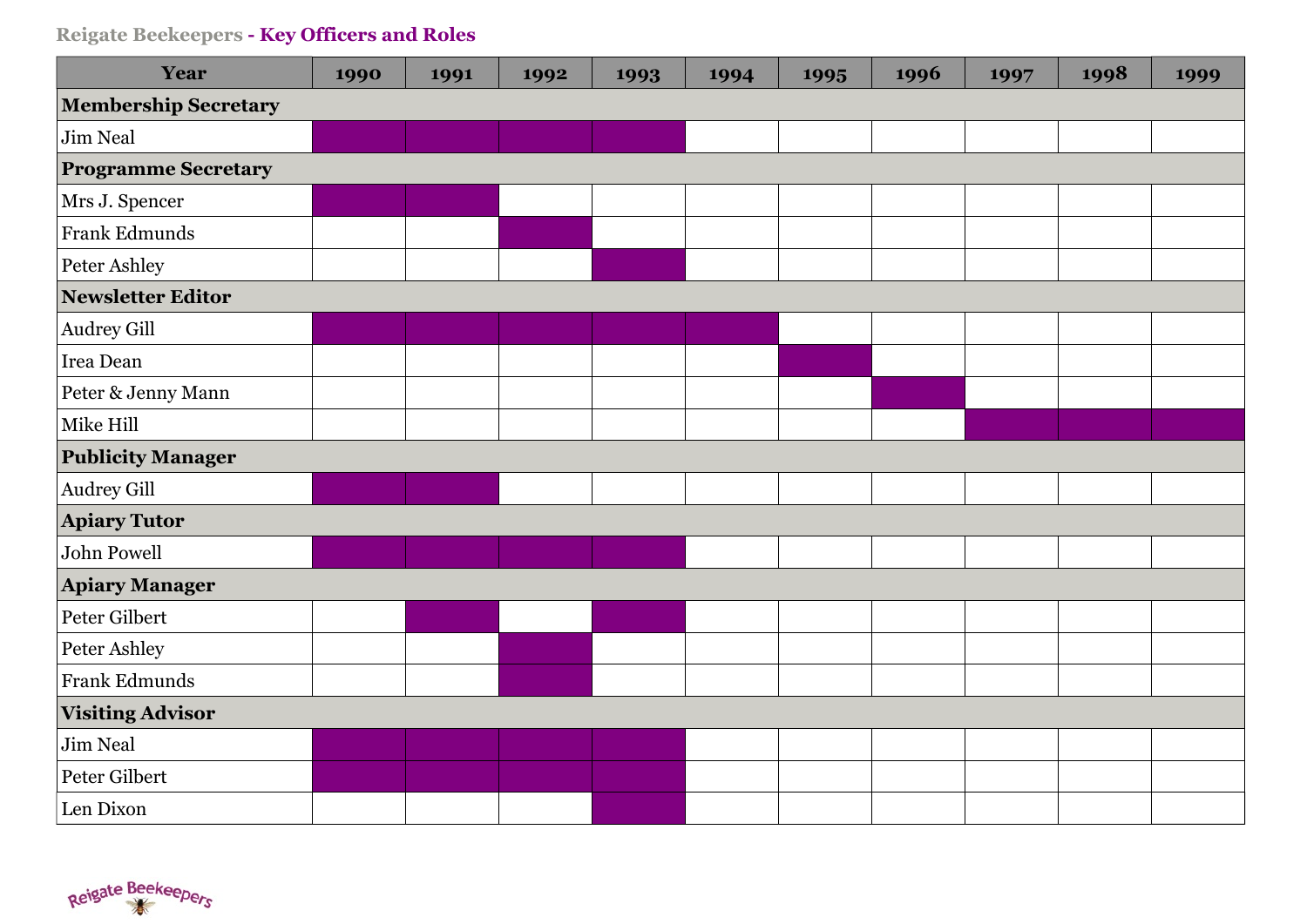## Reigate Beekeepers - Key Officers and Roles

| Year | 1990 | 1991 | 1992 | 1993 | 1994 | 1995 | 1996 | 1997 | 1998 | 1999 |
|---|---|---|---|---|---|---|---|---|---|---|
| **Membership Secretary** | | | | | | | | | | |
| Jim Neal | ■ | ■ | ■ | ■ | | | | | | |
| **Programme Secretary** | | | | | | | | | | |
| Mrs J. Spencer | ■ | ■ | | | | | | | | |
| Frank Edmunds | | | ■ | | | | | | | |
| Peter Ashley | | | | ■ | | | | | | |
| **Newsletter Editor** | | | | | | | | | | |
| Audrey Gill | ■ | ■ | ■ | ■ | ■ | | | | | |
| Irea Dean | | | | | | ■ | | | | |
| Peter & Jenny Mann | | | | | | | ■ | | | |
| Mike Hill | | | | | | | | ■ | ■ | ■ |
| **Publicity Manager** | | | | | | | | | | |
| Audrey Gill | ■ | ■ | | | | | | | | |
| **Apiary Tutor** | | | | | | | | | | |
| John Powell | ■ | ■ | ■ | ■ | | | | | | |
| **Apiary Manager** | | | | | | | | | | |
| Peter Gilbert | | ■ | | ■ | | | | | | |
| Peter Ashley | | | ■ | | | | | | | |
| Frank Edmunds | | | ■ | | | | | | | |
| **Visiting Advisor** | | | | | | | | | | |
| Jim Neal | ■ | ■ | ■ | ■ | | | | | | |
| Peter Gilbert | ■ | ■ | ■ | ■ | | | | | | |
| Len Dixon | | | | ■ | | | | | | |

Reigate Beekeepers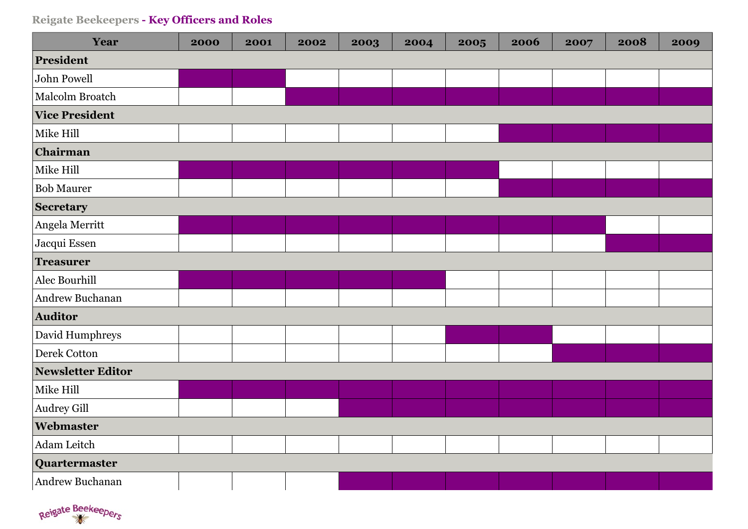**Reigate Beekeepers - Key Officers and Roles**

| Year | 2000 | 2001 | 2002 | 2003 | 2004 | 2005 | 2006 | 2007 | 2008 | 2009 |
|---|---|---|---|---|---|---|---|---|---|---|
| **President** | | | | | | | | | | |
| John Powell | ■ | ■ | | | | | | | | |
| Malcolm Broatch | | | ■ | ■ | ■ | ■ | ■ | ■ | ■ | ■ |
| **Vice President** | | | | | | | | | | |
| Mike Hill | | | | | | | ■ | ■ | ■ | ■ |
| **Chairman** | | | | | | | | | | |
| Mike Hill | ■ | ■ | ■ | ■ | ■ | ■ | | | | |
| Bob Maurer | | | | | | | ■ | ■ | ■ | ■ |
| **Secretary** | | | | | | | | | | |
| Angela Merritt | ■ | ■ | ■ | ■ | ■ | ■ | ■ | ■ | | |
| Jacqui Essen | | | | | | | | | ■ | ■ |
| **Treasurer** | | | | | | | | | | |
| Alec Bourhill | ■ | ■ | ■ | ■ | ■ | | | | | |
| Andrew Buchanan | | | | | | | | | | |
| **Auditor** | | | | | | | | | | |
| David Humphreys | | | | | | ■ | ■ | | | |
| Derek Cotton | | | | | | | | ■ | ■ | ■ |
| **Newsletter Editor** | | | | | | | | | | |
| Mike Hill | ■ | ■ | ■ | ■ | ■ | ■ | ■ | ■ | ■ | ■ |
| Audrey Gill | | | | ■ | ■ | ■ | ■ | ■ | ■ | ■ |
| **Webmaster** | | | | | | | | | | |
| Adam Leitch | | | | | | | | | | |
| **Quartermaster** | | | | | | | | | | |
| Andrew Buchanan | | | | ■ | ■ | ■ | ■ | ■ | ■ | ■ |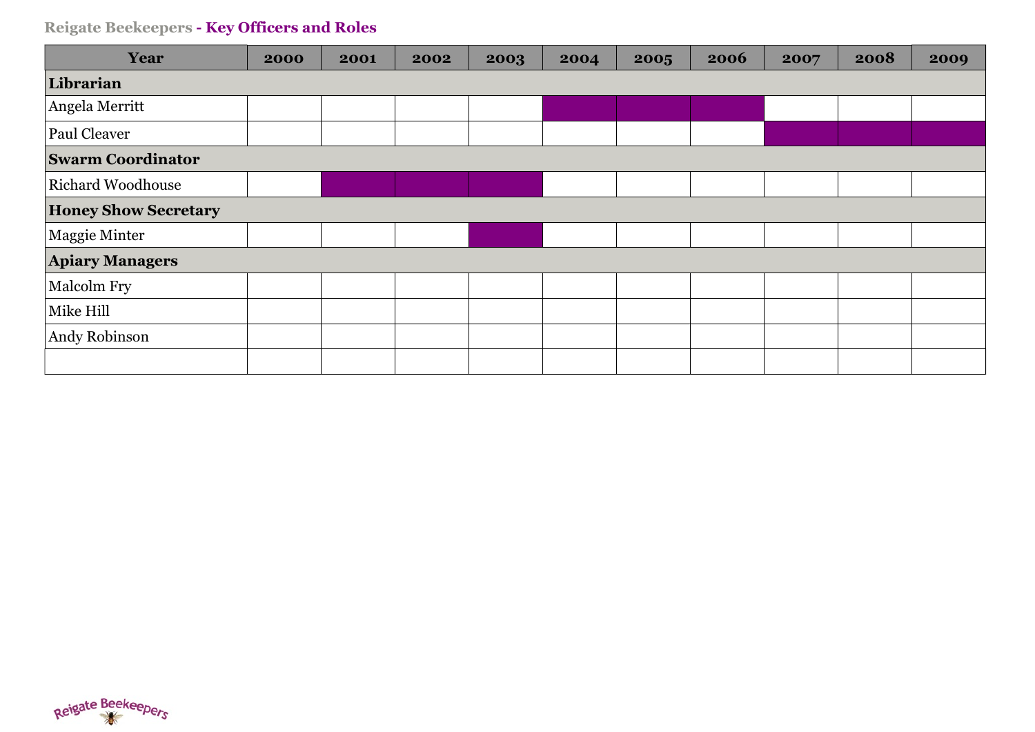## Reigate Beekeepers - Key Officers and Roles

| Year | 2000 | 2001 | 2002 | 2003 | 2004 | 2005 | 2006 | 2007 | 2008 | 2009 |
|---|---|---|---|---|---|---|---|---|---|---|
| **Librarian** | | | | | | | | | | |
| Angela Merritt | | | | | ■ | ■ | ■ | | | |
| Paul Cleaver | | | | | | | | ■ | ■ | ■ |
| **Swarm Coordinator** | | | | | | | | | | |
| Richard Woodhouse | | ■ | ■ | ■ | | | | | | |
| **Honey Show Secretary** | | | | | | | | | | |
| Maggie Minter | | | | ■ | | | | | | |
| **Apiary Managers** | | | | | | | | | | |
| Malcolm Fry | | | | | | | | | | |
| Mike Hill | | | | | | | | | | |
| Andy Robinson | | | | | | | | | | |
| | | | | | | | | | | |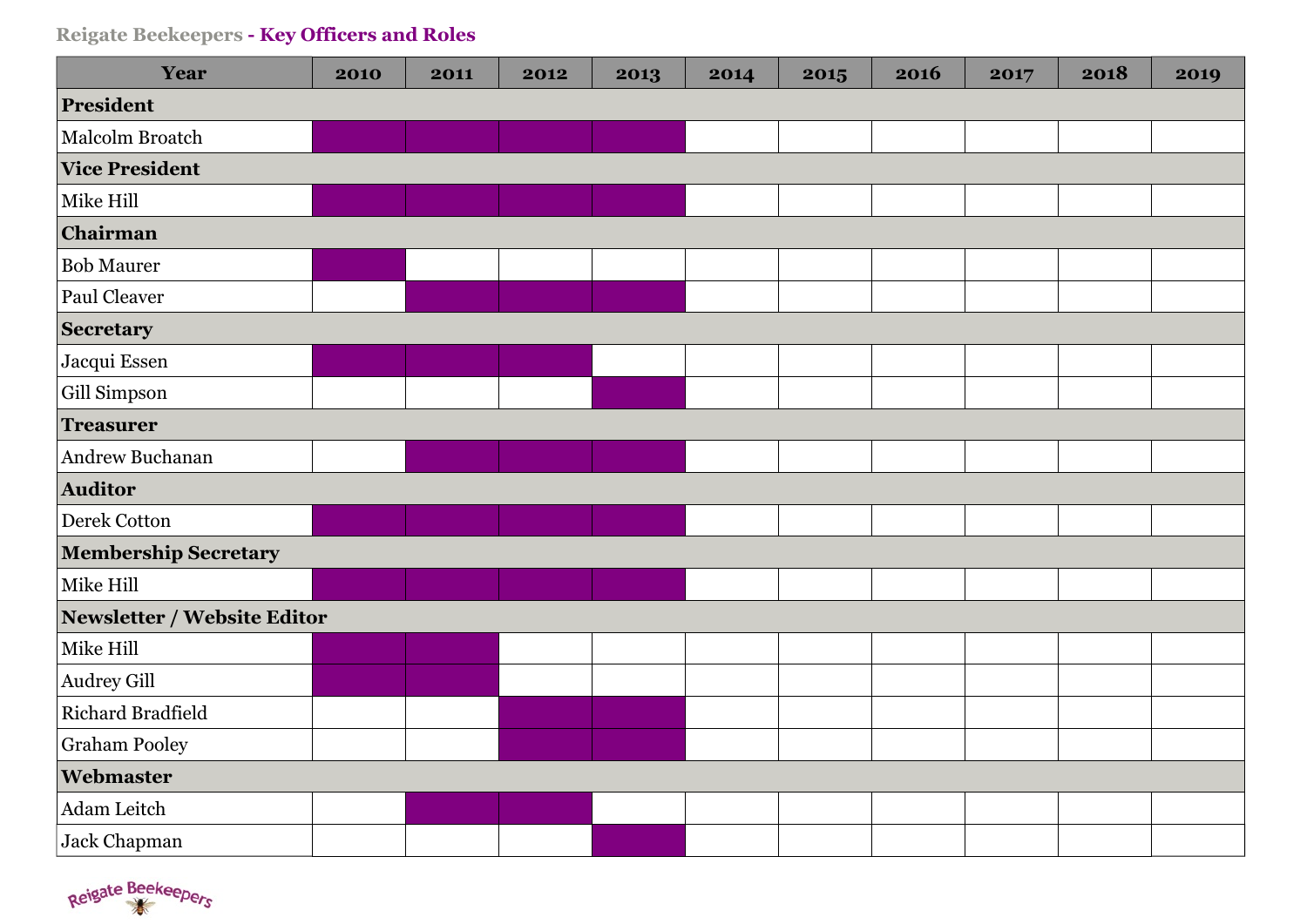Reigate Beekeepers - Key Officers and Roles

| Year | 2010 | 2011 | 2012 | 2013 | 2014 | 2015 | 2016 | 2017 | 2018 | 2019 |
|---|---|---|---|---|---|---|---|---|---|---|
| **President** | | | | | | | | | | |
| Malcolm Broatch | ■ | ■ | ■ | ■ | | | | | | |
| **Vice President** | | | | | | | | | | |
| Mike Hill | ■ | ■ | ■ | ■ | | | | | | |
| **Chairman** | | | | | | | | | | |
| Bob Maurer | ■ | | | | | | | | | |
| Paul Cleaver | | ■ | ■ | ■ | | | | | | |
| **Secretary** | | | | | | | | | | |
| Jacqui Essen | ■ | ■ | ■ | | | | | | | |
| Gill Simpson | | | | ■ | | | | | | |
| **Treasurer** | | | | | | | | | | |
| Andrew Buchanan | | ■ | ■ | ■ | | | | | | |
| **Auditor** | | | | | | | | | | |
| Derek Cotton | ■ | ■ | ■ | ■ | | | | | | |
| **Membership Secretary** | | | | | | | | | | |
| Mike Hill | ■ | ■ | ■ | ■ | | | | | | |
| **Newsletter / Website Editor** | | | | | | | | | | |
| Mike Hill | ■ | ■ | | | | | | | | |
| Audrey Gill | ■ | ■ | | | | | | | | |
| Richard Bradfield | | | ■ | ■ | | | | | | |
| Graham Pooley | | | ■ | ■ | | | | | | |
| **Webmaster** | | | | | | | | | | |
| Adam Leitch | | ■ | ■ | | | | | | | |
| Jack Chapman | | | | ■ | | | | | | |

Reigate Beekeepers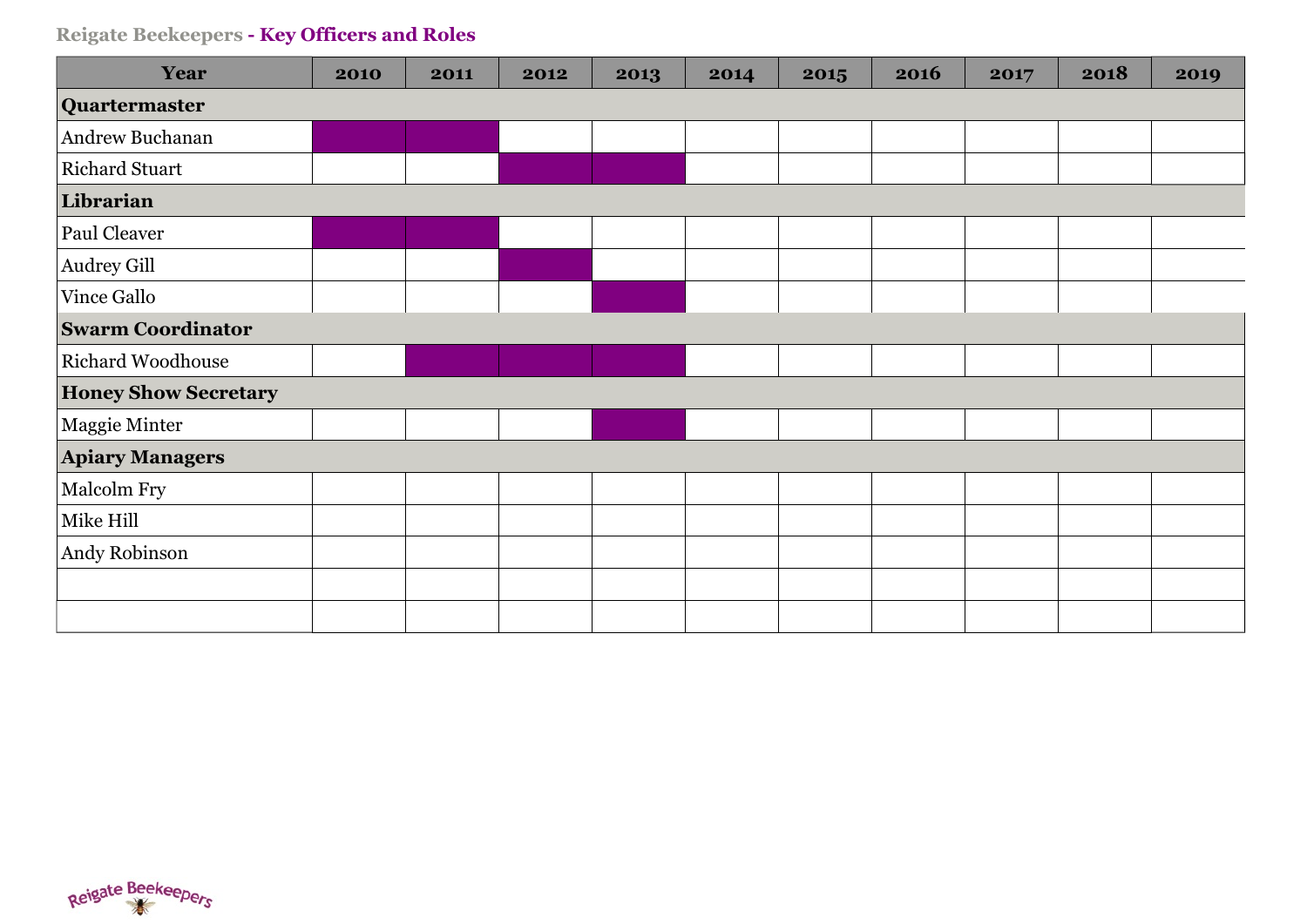**Reigate Beekeepers - Key Officers and Roles**

| Year | 2010 | 2011 | 2012 | 2013 | 2014 | 2015 | 2016 | 2017 | 2018 | 2019 |
|---|---|---|---|---|---|---|---|---|---|---|
| **Quartermaster** | | | | | | | | | | |
| Andrew Buchanan | ■ | ■ | | | | | | | | |
| Richard Stuart | | | ■ | ■ | | | | | | |
| **Librarian** | | | | | | | | | | |
| Paul Cleaver | ■ | ■ | | | | | | | | |
| Audrey Gill | | | ■ | | | | | | | |
| Vince Gallo | | | | ■ | | | | | | |
| **Swarm Coordinator** | | | | | | | | | | |
| Richard Woodhouse | | ■ | ■ | ■ | | | | | | |
| **Honey Show Secretary** | | | | | | | | | | |
| Maggie Minter | | | | ■ | | | | | | |
| **Apiary Managers** | | | | | | | | | | |
| Malcolm Fry | | | | | | | | | | |
| Mike Hill | | | | | | | | | | |
| Andy Robinson | | | | | | | | | | |
| | | | | | | | | | | |
| | | | | | | | | | | |